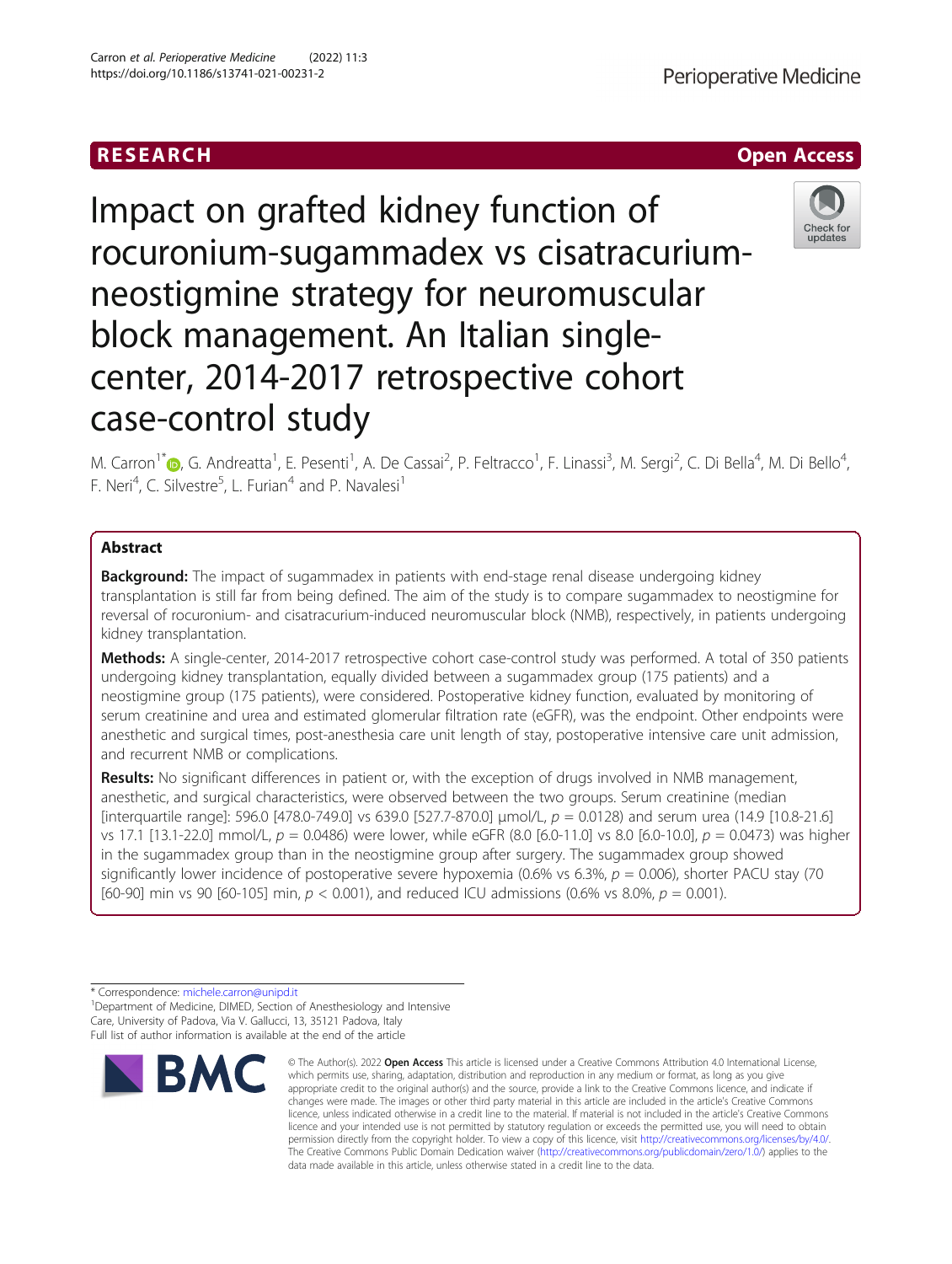RESEARCH

Open Access

# Impact on grafted kidney function of rocuronium-sugammadex vs cisatracurium-neostigmine strategy for neuromuscular block management. An Italian single-center, 2014-2017 retrospective cohort case-control study

M. Carron[1*], G. Andreatta[1], E. Pesenti[1], A. De Cassai[2], P. Feltracco[1], F. Linassi[3], M. Sergi[2], C. Di Bella[4], M. Di Bello[4], F. Neri[4], C. Silvestre[5], L. Furian[4] and P. Navalesi[1]

## Abstract

**Background:** The impact of sugammadex in patients with end-stage renal disease undergoing kidney transplantation is still far from being defined. The aim of the study is to compare sugammadex to neostigmine for reversal of rocuronium- and cisatracurium-induced neuromuscular block (NMB), respectively, in patients undergoing kidney transplantation.

**Methods:** A single-center, 2014-2017 retrospective cohort case-control study was performed. A total of 350 patients undergoing kidney transplantation, equally divided between a sugammadex group (175 patients) and a neostigmine group (175 patients), were considered. Postoperative kidney function, evaluated by monitoring of serum creatinine and urea and estimated glomerular filtration rate (eGFR), was the endpoint. Other endpoints were anesthetic and surgical times, post-anesthesia care unit length of stay, postoperative intensive care unit admission, and recurrent NMB or complications.

**Results:** No significant differences in patient or, with the exception of drugs involved in NMB management, anesthetic, and surgical characteristics, were observed between the two groups. Serum creatinine (median [interquartile range]: 596.0 [478.0-749.0] vs 639.0 [527.7-870.0] μmol/L, $p = 0.0128$) and serum urea (14.9 [10.8-21.6] vs 17.1 [13.1-22.0] mmol/L, $p = 0.0486$) were lower, while eGFR (8.0 [6.0-11.0] vs 8.0 [6.0-10.0], $p = 0.0473$) was higher in the sugammadex group than in the neostigmine group after surgery. The sugammadex group showed significantly lower incidence of postoperative severe hypoxemia (0.6% vs 6.3%, $p = 0.006$), shorter PACU stay (70 [60-90] min vs 90 [60-105] min, $p < 0.001$), and reduced ICU admissions (0.6% vs 8.0%, $p = 0.001$).

\* Correspondence: michele.carron@unipd.it

[1]Department of Medicine, DIMED, Section of Anesthesiology and Intensive Care, University of Padova, Via V. Gallucci, 13, 35121 Padova, Italy

Full list of author information is available at the end of the article

© The Author(s). 2022 **Open Access** This article is licensed under a Creative Commons Attribution 4.0 International License, which permits use, sharing, adaptation, distribution and reproduction in any medium or format, as long as you give appropriate credit to the original author(s) and the source, provide a link to the Creative Commons licence, and indicate if changes were made. The images or other third party material in this article are included in the article's Creative Commons licence, unless indicated otherwise in a credit line to the material. If material is not included in the article's Creative Commons licence and your intended use is not permitted by statutory regulation or exceeds the permitted use, you will need to obtain permission directly from the copyright holder. To view a copy of this licence, visit http://creativecommons.org/licenses/by/4.0/. The Creative Commons Public Domain Dedication waiver (http://creativecommons.org/publicdomain/zero/1.0/) applies to the data made available in this article, unless otherwise stated in a credit line to the data.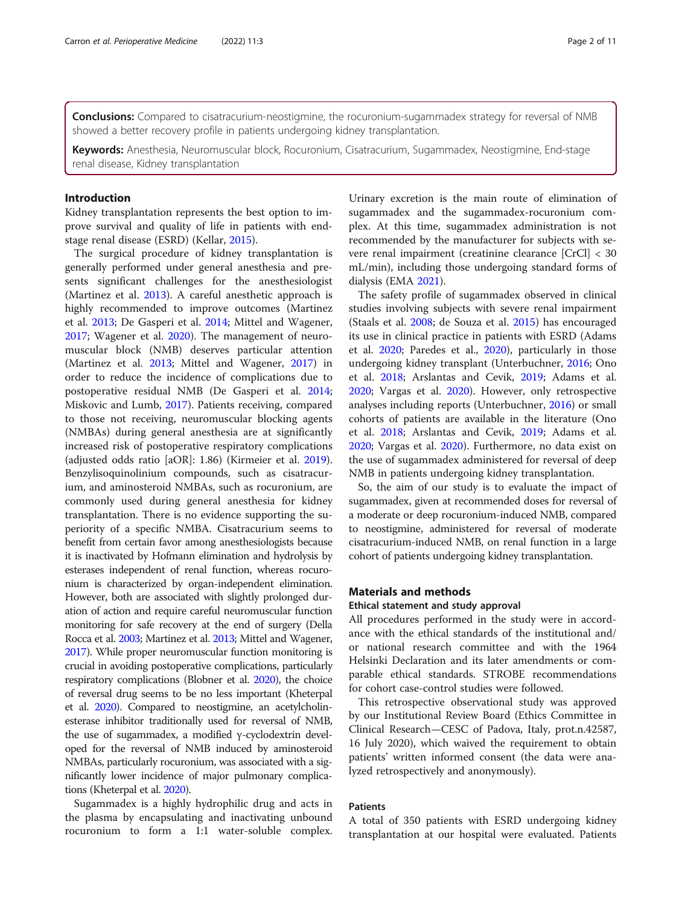**Conclusions:** Compared to cisatracurium-neostigmine, the rocuronium-sugammadex strategy for reversal of NMB showed a better recovery profile in patients undergoing kidney transplantation.

**Keywords:** Anesthesia, Neuromuscular block, Rocuronium, Cisatracurium, Sugammadex, Neostigmine, End-stage renal disease, Kidney transplantation

## Introduction

Kidney transplantation represents the best option to improve survival and quality of life in patients with end-stage renal disease (ESRD) (Kellar, 2015).

The surgical procedure of kidney transplantation is generally performed under general anesthesia and presents significant challenges for the anesthesiologist (Martinez et al. 2013). A careful anesthetic approach is highly recommended to improve outcomes (Martinez et al. 2013; De Gasperi et al. 2014; Mittel and Wagener, 2017; Wagener et al. 2020). The management of neuromuscular block (NMB) deserves particular attention (Martinez et al. 2013; Mittel and Wagener, 2017) in order to reduce the incidence of complications due to postoperative residual NMB (De Gasperi et al. 2014; Miskovic and Lumb, 2017). Patients receiving, compared to those not receiving, neuromuscular blocking agents (NMBAs) during general anesthesia are at significantly increased risk of postoperative respiratory complications (adjusted odds ratio [aOR]: 1.86) (Kirmeier et al. 2019). Benzylisoquinolinium compounds, such as cisatracurium, and aminosteroid NMBAs, such as rocuronium, are commonly used during general anesthesia for kidney transplantation. There is no evidence supporting the superiority of a specific NMBA. Cisatracurium seems to benefit from certain favor among anesthesiologists because it is inactivated by Hofmann elimination and hydrolysis by esterases independent of renal function, whereas rocuronium is characterized by organ-independent elimination. However, both are associated with slightly prolonged duration of action and require careful neuromuscular function monitoring for safe recovery at the end of surgery (Della Rocca et al. 2003; Martinez et al. 2013; Mittel and Wagener, 2017). While proper neuromuscular function monitoring is crucial in avoiding postoperative complications, particularly respiratory complications (Blobner et al. 2020), the choice of reversal drug seems to be no less important (Kheterpal et al. 2020). Compared to neostigmine, an acetylcholinesterase inhibitor traditionally used for reversal of NMB, the use of sugammadex, a modified γ-cyclodextrin developed for the reversal of NMB induced by aminosteroid NMBAs, particularly rocuronium, was associated with a significantly lower incidence of major pulmonary complications (Kheterpal et al. 2020).

Sugammadex is a highly hydrophilic drug and acts in the plasma by encapsulating and inactivating unbound rocuronium to form a 1:1 water-soluble complex. Urinary excretion is the main route of elimination of sugammadex and the sugammadex-rocuronium complex. At this time, sugammadex administration is not recommended by the manufacturer for subjects with severe renal impairment (creatinine clearance [CrCl] < 30 mL/min), including those undergoing standard forms of dialysis (EMA 2021).

The safety profile of sugammadex observed in clinical studies involving subjects with severe renal impairment (Staals et al. 2008; de Souza et al. 2015) has encouraged its use in clinical practice in patients with ESRD (Adams et al. 2020; Paredes et al., 2020), particularly in those undergoing kidney transplant (Unterbuchner, 2016; Ono et al. 2018; Arslantas and Cevik, 2019; Adams et al. 2020; Vargas et al. 2020). However, only retrospective analyses including reports (Unterbuchner, 2016) or small cohorts of patients are available in the literature (Ono et al. 2018; Arslantas and Cevik, 2019; Adams et al. 2020; Vargas et al. 2020). Furthermore, no data exist on the use of sugammadex administered for reversal of deep NMB in patients undergoing kidney transplantation.

So, the aim of our study is to evaluate the impact of sugammadex, given at recommended doses for reversal of a moderate or deep rocuronium-induced NMB, compared to neostigmine, administered for reversal of moderate cisatracurium-induced NMB, on renal function in a large cohort of patients undergoing kidney transplantation.

## Materials and methods

### Ethical statement and study approval

All procedures performed in the study were in accordance with the ethical standards of the institutional and/or national research committee and with the 1964 Helsinki Declaration and its later amendments or comparable ethical standards. STROBE recommendations for cohort case-control studies were followed.

This retrospective observational study was approved by our Institutional Review Board (Ethics Committee in Clinical Research—CESC of Padova, Italy, prot.n.42587, 16 July 2020), which waived the requirement to obtain patients' written informed consent (the data were analyzed retrospectively and anonymously).

### Patients

A total of 350 patients with ESRD undergoing kidney transplantation at our hospital were evaluated. Patients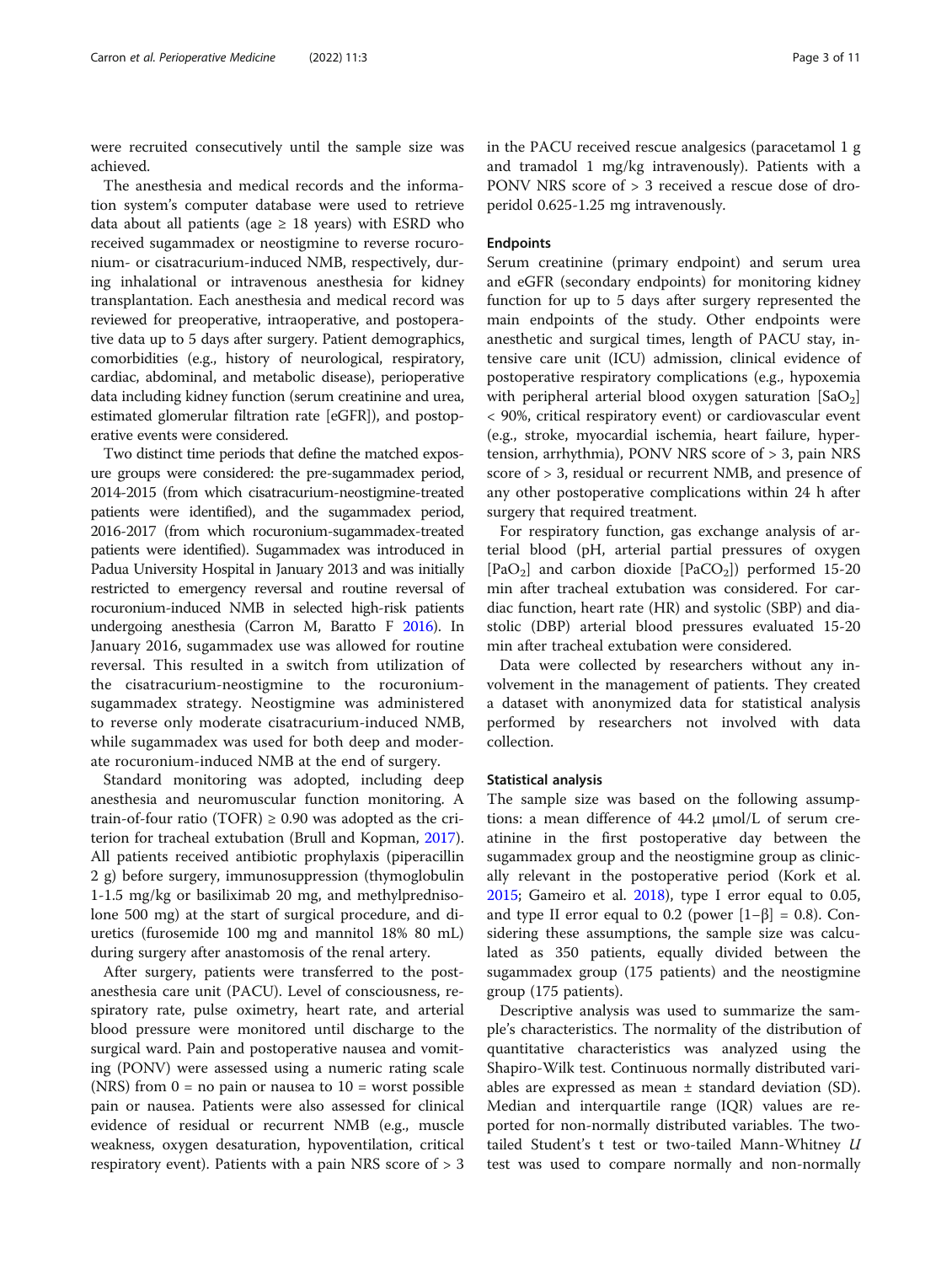were recruited consecutively until the sample size was achieved.

The anesthesia and medical records and the information system's computer database were used to retrieve data about all patients (age ≥ 18 years) with ESRD who received sugammadex or neostigmine to reverse rocuronium- or cisatracurium-induced NMB, respectively, during inhalational or intravenous anesthesia for kidney transplantation. Each anesthesia and medical record was reviewed for preoperative, intraoperative, and postoperative data up to 5 days after surgery. Patient demographics, comorbidities (e.g., history of neurological, respiratory, cardiac, abdominal, and metabolic disease), perioperative data including kidney function (serum creatinine and urea, estimated glomerular filtration rate [eGFR]), and postoperative events were considered.

Two distinct time periods that define the matched exposure groups were considered: the pre-sugammadex period, 2014-2015 (from which cisatracurium-neostigmine-treated patients were identified), and the sugammadex period, 2016-2017 (from which rocuronium-sugammadex-treated patients were identified). Sugammadex was introduced in Padua University Hospital in January 2013 and was initially restricted to emergency reversal and routine reversal of rocuronium-induced NMB in selected high-risk patients undergoing anesthesia (Carron M, Baratto F 2016). In January 2016, sugammadex use was allowed for routine reversal. This resulted in a switch from utilization of the cisatracurium-neostigmine to the rocuronium-sugammadex strategy. Neostigmine was administered to reverse only moderate cisatracurium-induced NMB, while sugammadex was used for both deep and moderate rocuronium-induced NMB at the end of surgery.

Standard monitoring was adopted, including deep anesthesia and neuromuscular function monitoring. A train-of-four ratio (TOFR) ≥ 0.90 was adopted as the criterion for tracheal extubation (Brull and Kopman, 2017). All patients received antibiotic prophylaxis (piperacillin 2 g) before surgery, immunosuppression (thymoglobulin 1-1.5 mg/kg or basiliximab 20 mg, and methylprednisolone 500 mg) at the start of surgical procedure, and diuretics (furosemide 100 mg and mannitol 18% 80 mL) during surgery after anastomosis of the renal artery.

After surgery, patients were transferred to the post-anesthesia care unit (PACU). Level of consciousness, respiratory rate, pulse oximetry, heart rate, and arterial blood pressure were monitored until discharge to the surgical ward. Pain and postoperative nausea and vomiting (PONV) were assessed using a numeric rating scale (NRS) from 0 = no pain or nausea to 10 = worst possible pain or nausea. Patients were also assessed for clinical evidence of residual or recurrent NMB (e.g., muscle weakness, oxygen desaturation, hypoventilation, critical respiratory event). Patients with a pain NRS score of > 3 in the PACU received rescue analgesics (paracetamol 1 g and tramadol 1 mg/kg intravenously). Patients with a PONV NRS score of > 3 received a rescue dose of droperidol 0.625-1.25 mg intravenously.

### Endpoints

Serum creatinine (primary endpoint) and serum urea and eGFR (secondary endpoints) for monitoring kidney function for up to 5 days after surgery represented the main endpoints of the study. Other endpoints were anesthetic and surgical times, length of PACU stay, intensive care unit (ICU) admission, clinical evidence of postoperative respiratory complications (e.g., hypoxemia with peripheral arterial blood oxygen saturation [$SaO_2$] < 90%, critical respiratory event) or cardiovascular event (e.g., stroke, myocardial ischemia, heart failure, hypertension, arrhythmia), PONV NRS score of > 3, pain NRS score of > 3, residual or recurrent NMB, and presence of any other postoperative complications within 24 h after surgery that required treatment.

For respiratory function, gas exchange analysis of arterial blood (pH, arterial partial pressures of oxygen [$PaO_2$] and carbon dioxide [$PaCO_2$]) performed 15-20 min after tracheal extubation was considered. For cardiac function, heart rate (HR) and systolic (SBP) and diastolic (DBP) arterial blood pressures evaluated 15-20 min after tracheal extubation were considered.

Data were collected by researchers without any involvement in the management of patients. They created a dataset with anonymized data for statistical analysis performed by researchers not involved with data collection.

### Statistical analysis

The sample size was based on the following assumptions: a mean difference of 44.2 μmol/L of serum creatinine in the first postoperative day between the sugammadex group and the neostigmine group as clinically relevant in the postoperative period (Kork et al. 2015; Gameiro et al. 2018), type I error equal to 0.05, and type II error equal to 0.2 (power $[1-\beta] = 0.8$). Considering these assumptions, the sample size was calculated as 350 patients, equally divided between the sugammadex group (175 patients) and the neostigmine group (175 patients).

Descriptive analysis was used to summarize the sample's characteristics. The normality of the distribution of quantitative characteristics was analyzed using the Shapiro-Wilk test. Continuous normally distributed variables are expressed as mean ± standard deviation (SD). Median and interquartile range (IQR) values are reported for non-normally distributed variables. The two-tailed Student's t test or two-tailed Mann-Whitney *U* test was used to compare normally and non-normally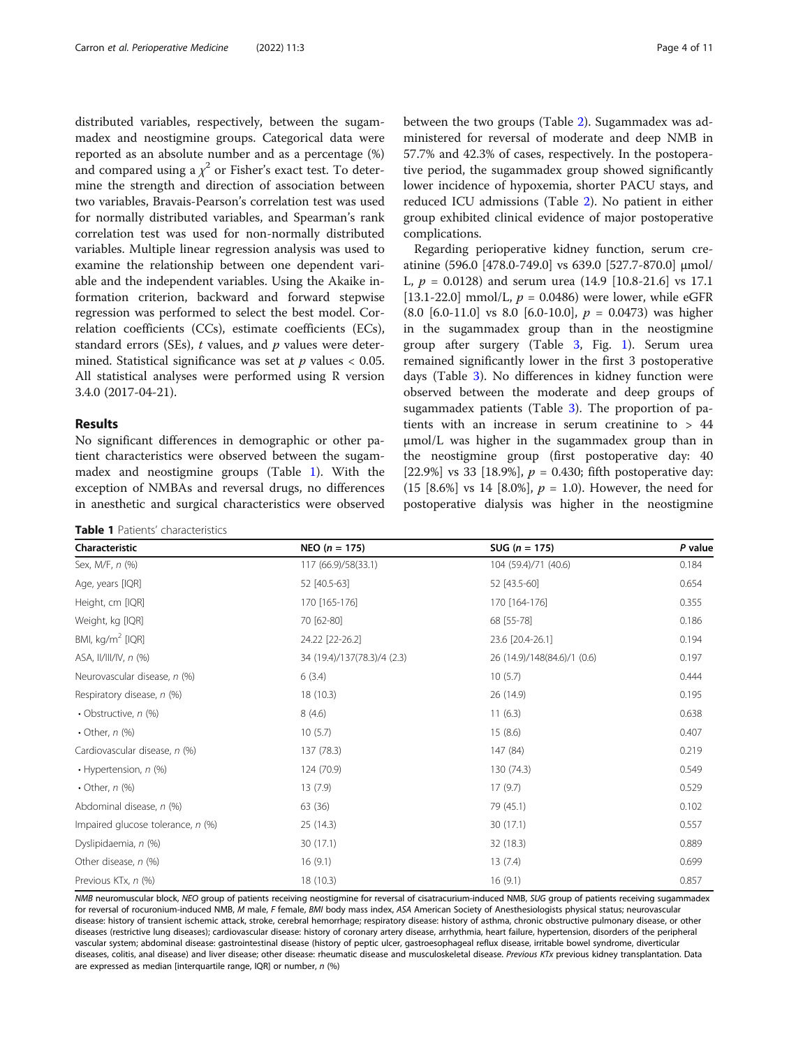distributed variables, respectively, between the sugammadex and neostigmine groups. Categorical data were reported as an absolute number and as a percentage (%) and compared using a $\chi^2$ or Fisher's exact test. To determine the strength and direction of association between two variables, Bravais-Pearson's correlation test was used for normally distributed variables, and Spearman's rank correlation test was used for non-normally distributed variables. Multiple linear regression analysis was used to examine the relationship between one dependent variable and the independent variables. Using the Akaike information criterion, backward and forward stepwise regression was performed to select the best model. Correlation coefficients (CCs), estimate coefficients (ECs), standard errors (SEs), *t* values, and *p* values were determined. Statistical significance was set at *p* values < 0.05. All statistical analyses were performed using R version 3.4.0 (2017-04-21).

## Results

No significant differences in demographic or other patient characteristics were observed between the sugammadex and neostigmine groups (Table 1). With the exception of NMBAs and reversal drugs, no differences in anesthetic and surgical characteristics were observed between the two groups (Table 2). Sugammadex was administered for reversal of moderate and deep NMB in 57.7% and 42.3% of cases, respectively. In the postoperative period, the sugammadex group showed significantly lower incidence of hypoxemia, shorter PACU stays, and reduced ICU admissions (Table 2). No patient in either group exhibited clinical evidence of major postoperative complications.

Regarding perioperative kidney function, serum creatinine (596.0 [478.0-749.0] vs 639.0 [527.7-870.0] μmol/L, $p = 0.0128$) and serum urea (14.9 [10.8-21.6] vs 17.1 [13.1-22.0] mmol/L, $p = 0.0486$) were lower, while eGFR (8.0 [6.0-11.0] vs 8.0 [6.0-10.0], $p = 0.0473$) was higher in the sugammadex group than in the neostigmine group after surgery (Table 3, Fig. 1). Serum urea remained significantly lower in the first 3 postoperative days (Table 3). No differences in kidney function were observed between the moderate and deep groups of sugammadex patients (Table 3). The proportion of patients with an increase in serum creatinine to > 44 μmol/L was higher in the sugammadex group than in the neostigmine group (first postoperative day: 40 [22.9%] vs 33 [18.9%], $p = 0.430$; fifth postoperative day: (15 [8.6%] vs 14 [8.0%], $p = 1.0$). However, the need for postoperative dialysis was higher in the neostigmine

**Table 1** Patients' characteristics

| Characteristic | NEO (*n* = 175) | SUG (*n* = 175) | *P* value |
|---|---|---|---|
| Sex, M/F, *n* (%) | 117 (66.9)/58(33.1) | 104 (59.4)/71 (40.6) | 0.184 |
| Age, years [IQR] | 52 [40.5-63] | 52 [43.5-60] | 0.654 |
| Height, cm [IQR] | 170 [165-176] | 170 [164-176] | 0.355 |
| Weight, kg [IQR] | 70 [62-80] | 68 [55-78] | 0.186 |
| BMI, kg/m$^2$ [IQR] | 24.22 [22-26.2] | 23.6 [20.4-26.1] | 0.194 |
| ASA, II/III/IV, *n* (%) | 34 (19.4)/137(78.3)/4 (2.3) | 26 (14.9)/148(84.6)/1 (0.6) | 0.197 |
| Neurovascular disease, *n* (%) | 6 (3.4) | 10 (5.7) | 0.444 |
| Respiratory disease, *n* (%) | 18 (10.3) | 26 (14.9) | 0.195 |
| • Obstructive, *n* (%) | 8 (4.6) | 11 (6.3) | 0.638 |
| • Other, *n* (%) | 10 (5.7) | 15 (8.6) | 0.407 |
| Cardiovascular disease, *n* (%) | 137 (78.3) | 147 (84) | 0.219 |
| • Hypertension, *n* (%) | 124 (70.9) | 130 (74.3) | 0.549 |
| • Other, *n* (%) | 13 (7.9) | 17 (9.7) | 0.529 |
| Abdominal disease, *n* (%) | 63 (36) | 79 (45.1) | 0.102 |
| Impaired glucose tolerance, *n* (%) | 25 (14.3) | 30 (17.1) | 0.557 |
| Dyslipidaemia, *n* (%) | 30 (17.1) | 32 (18.3) | 0.889 |
| Other disease, *n* (%) | 16 (9.1) | 13 (7.4) | 0.699 |
| Previous KTx, *n* (%) | 18 (10.3) | 16 (9.1) | 0.857 |

*NMB* neuromuscular block, *NEO* group of patients receiving neostigmine for reversal of cisatracurium-induced NMB, *SUG* group of patients receiving sugammadex for reversal of rocuronium-induced NMB, *M* male, *F* female, *BMI* body mass index, *ASA* American Society of Anesthesiologists physical status; neurovascular disease: history of transient ischemic attack, stroke, cerebral hemorrhage; respiratory disease: history of asthma, chronic obstructive pulmonary disease, or other diseases (restrictive lung diseases); cardiovascular disease: history of coronary artery disease, arrhythmia, heart failure, hypertension, disorders of the peripheral vascular system; abdominal disease: gastrointestinal disease (history of peptic ulcer, gastroesophageal reflux disease, irritable bowel syndrome, diverticular diseases, colitis, anal disease) and liver disease; other disease: rheumatic disease and musculoskeletal disease. *Previous KTx* previous kidney transplantation. Data are expressed as median [interquartile range, IQR] or number, *n* (%)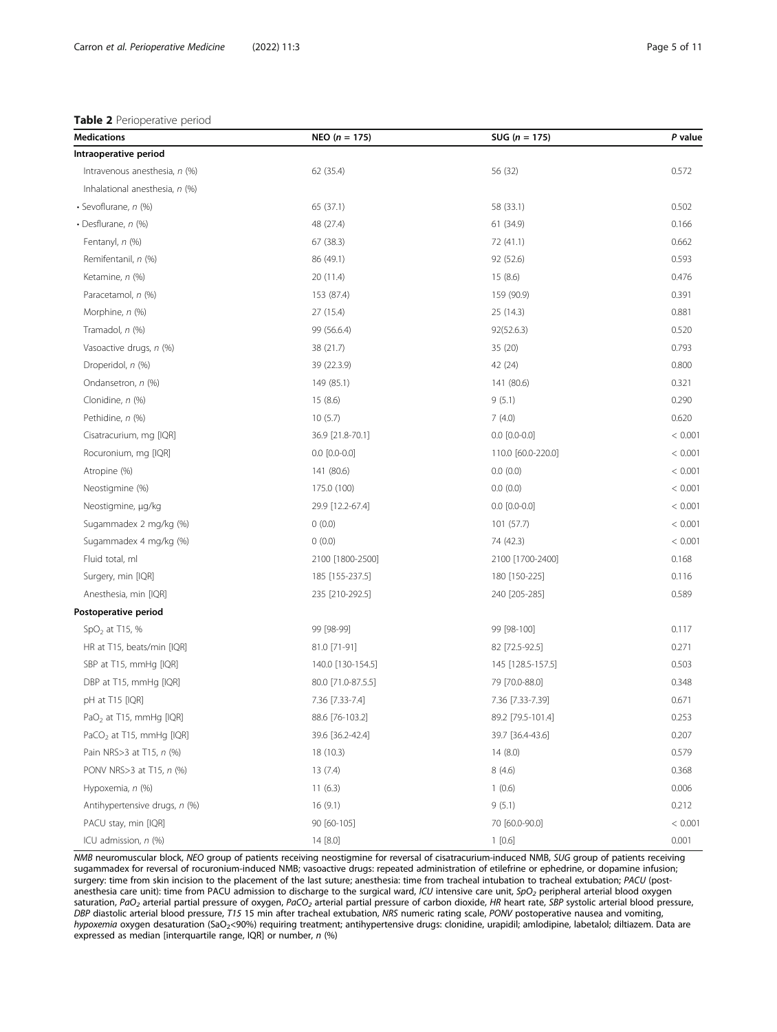**Table 2** Perioperative period

| Medications | NEO (*n* = 175) | SUG (*n* = 175) | *P* value |
|---|---|---|---|
| **Intraoperative period** | | | |
| Intravenous anesthesia, *n* (%) | 62 (35.4) | 56 (32) | 0.572 |
| Inhalational anesthesia, *n* (%) | | | |
| • Sevoflurane, *n* (%) | 65 (37.1) | 58 (33.1) | 0.502 |
| • Desflurane, *n* (%) | 48 (27.4) | 61 (34.9) | 0.166 |
| Fentanyl, *n* (%) | 67 (38.3) | 72 (41.1) | 0.662 |
| Remifentanil, *n* (%) | 86 (49.1) | 92 (52.6) | 0.593 |
| Ketamine, *n* (%) | 20 (11.4) | 15 (8.6) | 0.476 |
| Paracetamol, *n* (%) | 153 (87.4) | 159 (90.9) | 0.391 |
| Morphine, *n* (%) | 27 (15.4) | 25 (14.3) | 0.881 |
| Tramadol, *n* (%) | 99 (56.6.4) | 92(52.6.3) | 0.520 |
| Vasoactive drugs, *n* (%) | 38 (21.7) | 35 (20) | 0.793 |
| Droperidol, *n* (%) | 39 (22.3.9) | 42 (24) | 0.800 |
| Ondansetron, *n* (%) | 149 (85.1) | 141 (80.6) | 0.321 |
| Clonidine, *n* (%) | 15 (8.6) | 9 (5.1) | 0.290 |
| Pethidine, *n* (%) | 10 (5.7) | 7 (4.0) | 0.620 |
| Cisatracurium, mg [IQR] | 36.9 [21.8-70.1] | 0.0 [0.0-0.0] | < 0.001 |
| Rocuronium, mg [IQR] | 0.0 [0.0-0.0] | 110.0 [60.0-220.0] | < 0.001 |
| Atropine (%) | 141 (80.6) | 0.0 (0.0) | < 0.001 |
| Neostigmine (%) | 175.0 (100) | 0.0 (0.0) | < 0.001 |
| Neostigmine, μg/kg | 29.9 [12.2-67.4] | 0.0 [0.0-0.0] | < 0.001 |
| Sugammadex 2 mg/kg (%) | 0 (0.0) | 101 (57.7) | < 0.001 |
| Sugammadex 4 mg/kg (%) | 0 (0.0) | 74 (42.3) | < 0.001 |
| Fluid total, ml | 2100 [1800-2500] | 2100 [1700-2400] | 0.168 |
| Surgery, min [IQR] | 185 [155-237.5] | 180 [150-225] | 0.116 |
| Anesthesia, min [IQR] | 235 [210-292.5] | 240 [205-285] | 0.589 |
| **Postoperative period** | | | |
| $SpO_2$ at T15, % | 99 [98-99] | 99 [98-100] | 0.117 |
| HR at T15, beats/min [IQR] | 81.0 [71-91] | 82 [72.5-92.5] | 0.271 |
| SBP at T15, mmHg [IQR] | 140.0 [130-154.5] | 145 [128.5-157.5] | 0.503 |
| DBP at T15, mmHg [IQR] | 80.0 [71.0-87.5.5] | 79 [70.0-88.0] | 0.348 |
| pH at T15 [IQR] | 7.36 [7.33-7.4] | 7.36 [7.33-7.39] | 0.671 |
| $PaO_2$ at T15, mmHg [IQR] | 88.6 [76-103.2] | 89.2 [79.5-101.4] | 0.253 |
| $PaCO_2$ at T15, mmHg [IQR] | 39.6 [36.2-42.4] | 39.7 [36.4-43.6] | 0.207 |
| Pain NRS>3 at T15, *n* (%) | 18 (10.3) | 14 (8.0) | 0.579 |
| PONV NRS>3 at T15, *n* (%) | 13 (7.4) | 8 (4.6) | 0.368 |
| Hypoxemia, *n* (%) | 11 (6.3) | 1 (0.6) | 0.006 |
| Antihypertensive drugs, *n* (%) | 16 (9.1) | 9 (5.1) | 0.212 |
| PACU stay, min [IQR] | 90 [60-105] | 70 [60.0-90.0] | < 0.001 |
| ICU admission, *n* (%) | 14 [8.0] | 1 [0.6] | 0.001 |

*NMB* neuromuscular block, *NEO* group of patients receiving neostigmine for reversal of cisatracurium-induced NMB, *SUG* group of patients receiving sugammadex for reversal of rocuronium-induced NMB; vasoactive drugs: repeated administration of etilefrine or ephedrine, or dopamine infusion; surgery: time from skin incision to the placement of the last suture; anesthesia: time from tracheal intubation to tracheal extubation; *PACU* (post-anesthesia care unit): time from PACU admission to discharge to the surgical ward, *ICU* intensive care unit, *$SpO_2$* peripheral arterial blood oxygen saturation, *$PaO_2$* arterial partial pressure of oxygen, *$PaCO_2$* arterial partial pressure of carbon dioxide, *HR* heart rate, *SBP* systolic arterial blood pressure, *DBP* diastolic arterial blood pressure, *T15* 15 min after tracheal extubation, *NRS* numeric rating scale, *PONV* postoperative nausea and vomiting, *hypoxemia* oxygen desaturation ($SaO_2$<90%) requiring treatment; antihypertensive drugs: clonidine, urapidil; amlodipine, labetalol; diltiazem. Data are expressed as median [interquartile range, IQR] or number, *n* (%)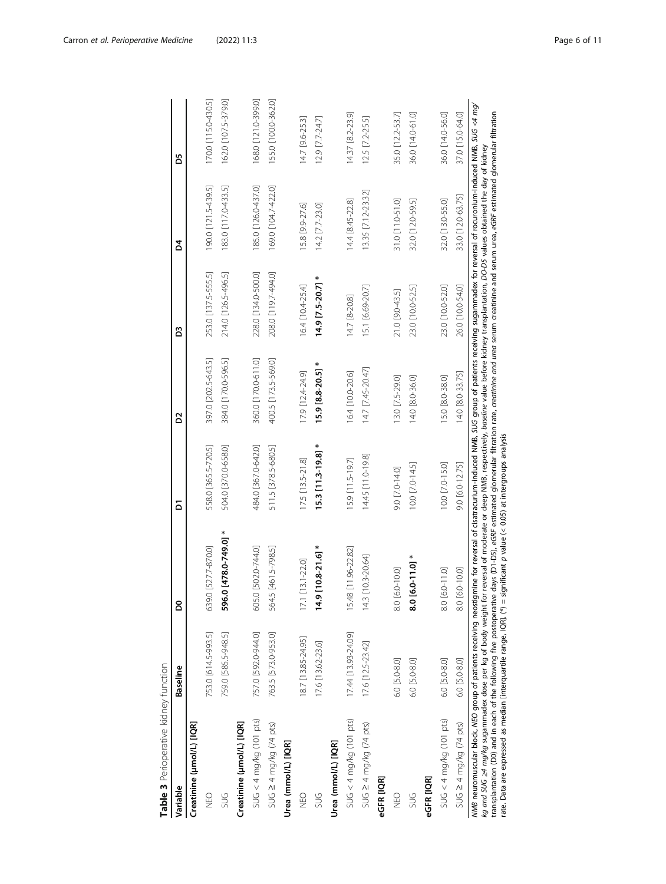**Table 3** Perioperative kidney function

| Variable | Baseline | D0 | D1 | D2 | D3 | D4 | D5 |
|---|---|---|---|---|---|---|---|
| **Creatinine (μmol/L) [IQR]** | | | | | | | |
| NEO | 753.0 [614.5-993.5] | 639.0 [527.7-870.0] | 558.0 [365.5-720.5] | 397.0 [202.5-643.5] | 253.0 [137.5-555.5] | 190.0 [121.5-439.5] | 170.0 [115.0-430.5] |
| SUG | 759.0 [585.5-948.5] | **596.0 [478.0-749.0]** * | 504.0 [370.0-658.0] | 384.0 [170.0-596.5] | 214.0 [126.5-496.5] | 183.0 [117.0-433.5] | 162.0 [107.5-379.0] |
| **Creatinine (μmol/L) [IQR]** | | | | | | | |
| SUG < 4 mg/kg (101 pts) | 757.0 [592.0-944.0] | 605.0 [502.0-744.0] | 484.0 [367.0-642.0] | 360.0 [170.0-611.0] | 228.0 [134.0-500.0] | 185.0 [126.0-437.0] | 168.0 [121.0-399.0] |
| SUG ≥ 4 mg/kg (74 pts) | 763.5 [573.0-953.0] | 564.5 [461.5-798.5] | 511.5 [378.5-680.5] | 400.5 [173.5-569.0] | 208.0 [119.7-494.0] | 169.0 [104.7-422.0] | 155.0 [100.0-362.0] |
| **Urea (mmol/L) [IQR]** | | | | | | | |
| NEO | 18.7 [13.85-24.95] | 17.1 [13.1-22.0] | 17.5 [13.5-21.8] | 17.9 [12.4-24.9] | 16.4 [10.4-25.4] | 15.8 [9.9-27.6] | 14.7 [9.6-25.3] |
| SUG | 17.6 [13.62-23.6] | **14.9 [10.8-21.6]** * | **15.3 [11.3-19.8]** * | **15.9 [8.8-20.5]** * | **14.9 [7.5-20.7]** * | 14.2 [7.7-23.0] | 12.9 [7.7-24.7] |
| **Urea (mmol/L) [IQR]** | | | | | | | |
| SUG < 4 mg/kg (101 pts) | 17.44 [13.93-24.09] | 15.48 [11.96-22.82] | 15.9 [11.5-19.7] | 16.4 [10.0-20.6] | 14.7 [8-20.8] | 14.4 [8.45-22.8] | 14.37 [8.2-23.9] |
| SUG ≥ 4 mg/kg (74 pts) | 17.6 [12.5-23.42] | 14.3 [10.3-20.64] | 14.45 [11.0-19.8] | 14.7 [7.45-20.47] | 15.1 [6.69-20.7] | 13.35 [7.12-23.32] | 12.5 [7.2-25.5] |
| **eGFR [IQR]** | | | | | | | |
| NEO | 6.0 [5.0-8.0] | 8.0 [6.0-10.0] | 9.0 [7.0-14.0] | 13.0 [7.5-29.0] | 21.0 [9.0-43.5] | 31.0 [11.0-51.0] | 35.0 [12.2-53.7] |
| SUG | 6.0 [5.0-8.0] | **8.0 [6.0-11.0]** * | 10.0 [7.0-14.5] | 14.0 [8.0-36.0] | 23.0 [10.0-52.5] | 32.0 [12.0-59.5] | 36.0 [14.0-61.0] |
| **eGFR [IQR]** | | | | | | | |
| SUG < 4 mg/kg (101 pts) | 6.0 [5.0-8.0] | 8.0 [6.0-11.0] | 10.0 [7.0-15.0] | 15.0 [8.0-38.0] | 23.0 [10.0-52.0] | 32.0 [13.0-55.0] | 36.0 [14.0-56.0] |
| SUG ≥ 4 mg/kg (74 pts) | 6.0 [5.0-8.0] | 8.0 [6.0-10.0] | 9.0 [6.0-12.75] | 14.0 [8.0-33.75] | 26.0 [10.0-54.0] | 33.0 [12.0-63.75] | 37.0 [15.0-64.0] |

*NMB* neuromuscular block, *NEO* group of patients receiving neostigmine for reversal of cisatracurium-induced NMB, *SUG* group of patients receiving sugammadex for reversal of rocuronium-induced NMB, *SUG <4 mg/kg and SUG ≥4 mg/kg* sugammadex dose per kg of body weight for reversal of moderate or deep NMB, respectively, *baseline* value before kidney transplantation, *D0-D5* values obtained the day of kidney transplantation (D0) and in each of the following five postoperative days (D1-D5), *eGRF* estimated glomerular filtration rate, *creatinine and urea* serum creatinine and serum urea, *eGRF* estimated glomerular filtration rate. Data are expressed as median [interquartile range, IQR]. (*) = significant *p* value (< 0.05) at intergroups analysis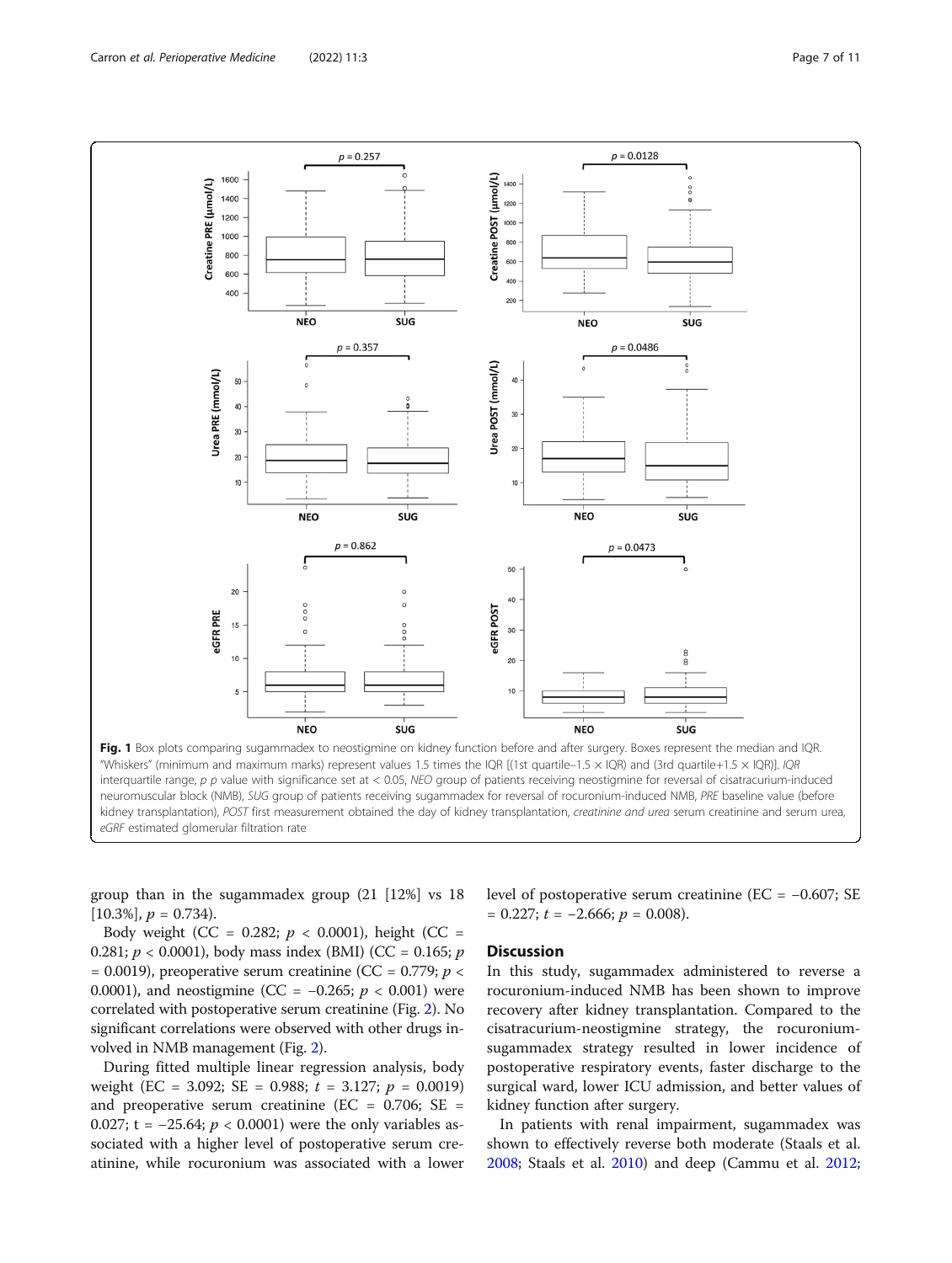**Fig. 1** Box plots comparing sugammadex to neostigmine on kidney function before and after surgery. Boxes represent the median and IQR. "Whiskers" (minimum and maximum marks) represent values 1.5 times the IQR [(1st quartile–1.5 × IQR) and (3rd quartile+1.5 × IQR)]. *IQR* interquartile range, *p* p value with significance set at < 0.05, *NEO* group of patients receiving neostigmine for reversal of cisatracurium-induced neuromuscular block (NMB), *SUG* group of patients receiving sugammadex for reversal of rocuronium-induced NMB, *PRE* baseline value (before kidney transplantation), *POST* first measurement obtained the day of kidney transplantation, *creatinine and urea* serum creatinine and serum urea, *eGRF* estimated glomerular filtration rate

group than in the sugammadex group (21 [12%] vs 18 [10.3%], $p = 0.734$).

Body weight (CC = 0.282; $p < 0.0001$), height (CC = 0.281; $p < 0.0001$), body mass index (BMI) (CC = 0.165; $p = 0.0019$), preoperative serum creatinine (CC = 0.779; $p < 0.0001$), and neostigmine (CC = −0.265; $p < 0.001$) were correlated with postoperative serum creatinine (Fig. 2). No significant correlations were observed with other drugs involved in NMB management (Fig. 2).

During fitted multiple linear regression analysis, body weight (EC = 3.092; SE = 0.988; $t = 3.127$; $p = 0.0019$) and preoperative serum creatinine (EC = 0.706; SE = 0.027; $t = -25.64$; $p < 0.0001$) were the only variables associated with a higher level of postoperative serum creatinine, while rocuronium was associated with a lower level of postoperative serum creatinine (EC = −0.607; SE = 0.227; $t = -2.666$; $p = 0.008$).

## Discussion

In this study, sugammadex administered to reverse a rocuronium-induced NMB has been shown to improve recovery after kidney transplantation. Compared to the cisatracurium-neostigmine strategy, the rocuronium-sugammadex strategy resulted in lower incidence of postoperative respiratory events, faster discharge to the surgical ward, lower ICU admission, and better values of kidney function after surgery.

In patients with renal impairment, sugammadex was shown to effectively reverse both moderate (Staals et al. 2008; Staals et al. 2010) and deep (Cammu et al. 2012;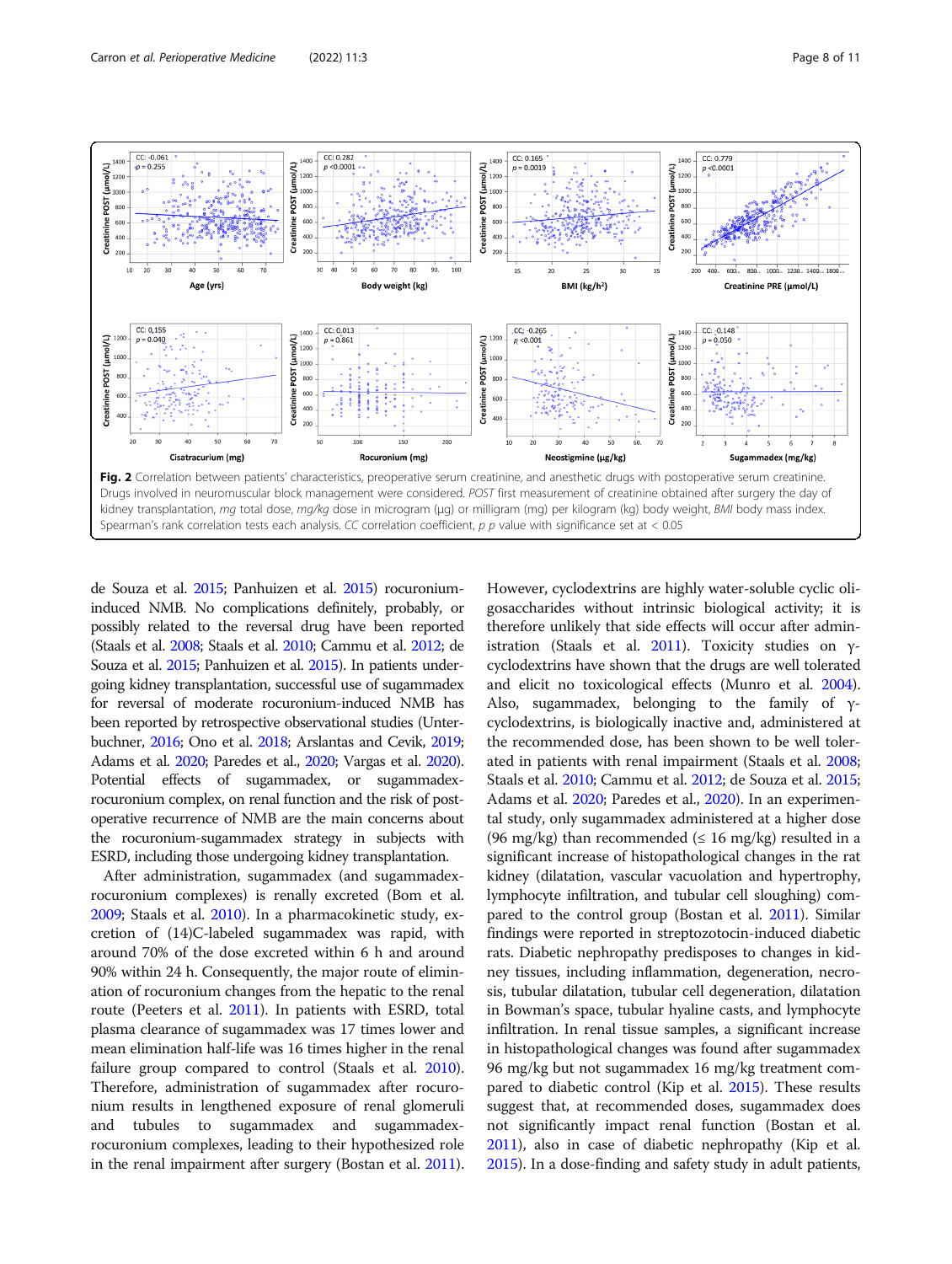**Fig. 2** Correlation between patients' characteristics, preoperative serum creatinine, and anesthetic drugs with postoperative serum creatinine. Drugs involved in neuromuscular block management were considered. *POST* first measurement of creatinine obtained after surgery the day of kidney transplantation, *mg* total dose, *mg/kg* dose in microgram (μg) or milligram (mg) per kilogram (kg) body weight, *BMI* body mass index. Spearman's rank correlation tests each analysis. *CC* correlation coefficient, *p* p value with significance set at < 0.05

de Souza et al. 2015; Panhuizen et al. 2015) rocuronium-induced NMB. No complications definitely, probably, or possibly related to the reversal drug have been reported (Staals et al. 2008; Staals et al. 2010; Cammu et al. 2012; de Souza et al. 2015; Panhuizen et al. 2015). In patients undergoing kidney transplantation, successful use of sugammadex for reversal of moderate rocuronium-induced NMB has been reported by retrospective observational studies (Unterbuchner, 2016; Ono et al. 2018; Arslantas and Cevik, 2019; Adams et al. 2020; Paredes et al., 2020; Vargas et al. 2020). Potential effects of sugammadex, or sugammadex-rocuronium complex, on renal function and the risk of postoperative recurrence of NMB are the main concerns about the rocuronium-sugammadex strategy in subjects with ESRD, including those undergoing kidney transplantation.

After administration, sugammadex (and sugammadex-rocuronium complexes) is renally excreted (Bom et al. 2009; Staals et al. 2010). In a pharmacokinetic study, excretion of (14)C-labeled sugammadex was rapid, with around 70% of the dose excreted within 6 h and around 90% within 24 h. Consequently, the major route of elimination of rocuronium changes from the hepatic to the renal route (Peeters et al. 2011). In patients with ESRD, total plasma clearance of sugammadex was 17 times lower and mean elimination half-life was 16 times higher in the renal failure group compared to control (Staals et al. 2010). Therefore, administration of sugammadex after rocuronium results in lengthened exposure of renal glomeruli and tubules to sugammadex and sugammadex-rocuronium complexes, leading to their hypothesized role in the renal impairment after surgery (Bostan et al. 2011). However, cyclodextrins are highly water-soluble cyclic oligosaccharides without intrinsic biological activity; it is therefore unlikely that side effects will occur after administration (Staals et al. 2011). Toxicity studies on γ-cyclodextrins have shown that the drugs are well tolerated and elicit no toxicological effects (Munro et al. 2004). Also, sugammadex, belonging to the family of γ-cyclodextrins, is biologically inactive and, administered at the recommended dose, has been shown to be well tolerated in patients with renal impairment (Staals et al. 2008; Staals et al. 2010; Cammu et al. 2012; de Souza et al. 2015; Adams et al. 2020; Paredes et al., 2020). In an experimental study, only sugammadex administered at a higher dose (96 mg/kg) than recommended (≤ 16 mg/kg) resulted in a significant increase of histopathological changes in the rat kidney (dilatation, vascular vacuolation and hypertrophy, lymphocyte infiltration, and tubular cell sloughing) compared to the control group (Bostan et al. 2011). Similar findings were reported in streptozotocin-induced diabetic rats. Diabetic nephropathy predisposes to changes in kidney tissues, including inflammation, degeneration, necrosis, tubular dilatation, tubular cell degeneration, dilatation in Bowman's space, tubular hyaline casts, and lymphocyte infiltration. In renal tissue samples, a significant increase in histopathological changes was found after sugammadex 96 mg/kg but not sugammadex 16 mg/kg treatment compared to diabetic control (Kip et al. 2015). These results suggest that, at recommended doses, sugammadex does not significantly impact renal function (Bostan et al. 2011), also in case of diabetic nephropathy (Kip et al. 2015). In a dose-finding and safety study in adult patients,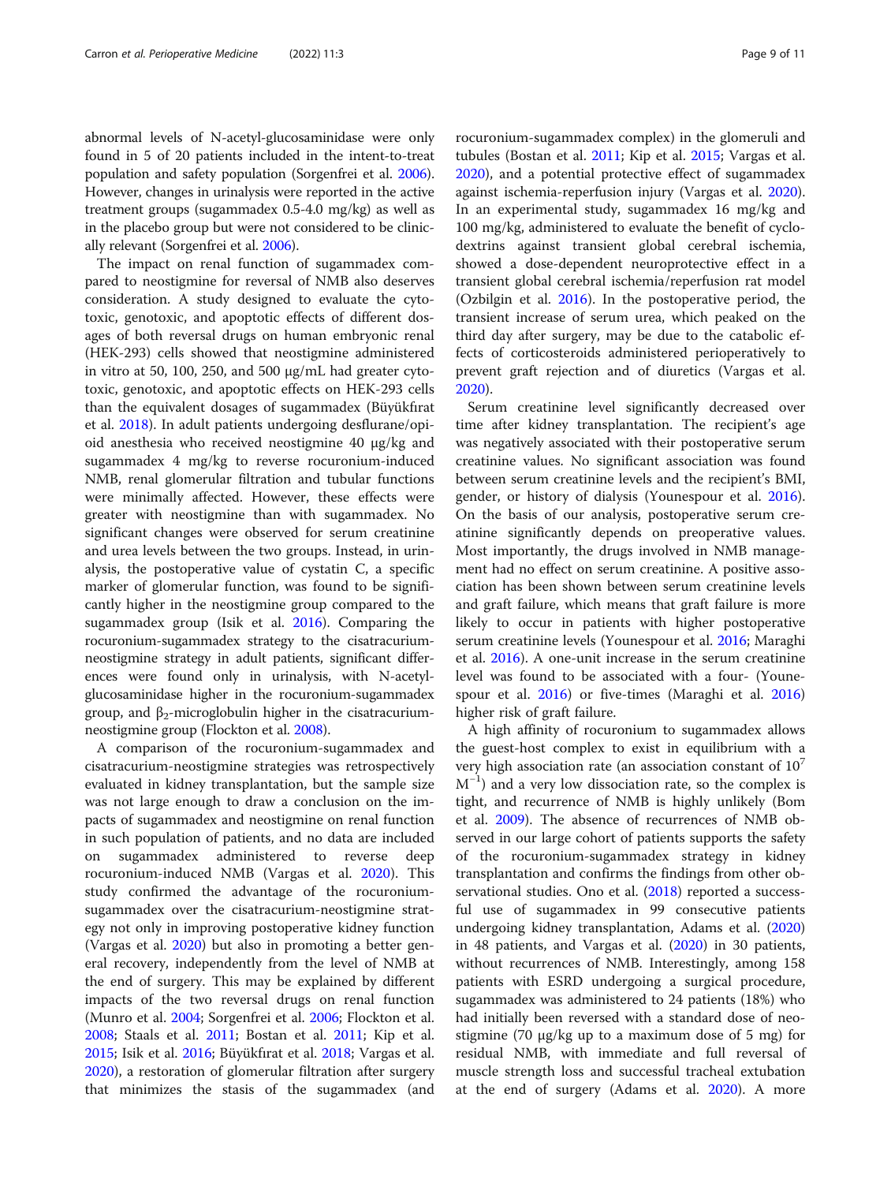abnormal levels of N-acetyl-glucosaminidase were only found in 5 of 20 patients included in the intent-to-treat population and safety population (Sorgenfrei et al. 2006). However, changes in urinalysis were reported in the active treatment groups (sugammadex 0.5-4.0 mg/kg) as well as in the placebo group but were not considered to be clinically relevant (Sorgenfrei et al. 2006).

The impact on renal function of sugammadex compared to neostigmine for reversal of NMB also deserves consideration. A study designed to evaluate the cytotoxic, genotoxic, and apoptotic effects of different dosages of both reversal drugs on human embryonic renal (HEK-293) cells showed that neostigmine administered in vitro at 50, 100, 250, and 500 μg/mL had greater cytotoxic, genotoxic, and apoptotic effects on HEK-293 cells than the equivalent dosages of sugammadex (Büyükfırat et al. 2018). In adult patients undergoing desflurane/opioid anesthesia who received neostigmine 40 μg/kg and sugammadex 4 mg/kg to reverse rocuronium-induced NMB, renal glomerular filtration and tubular functions were minimally affected. However, these effects were greater with neostigmine than with sugammadex. No significant changes were observed for serum creatinine and urea levels between the two groups. Instead, in urinalysis, the postoperative value of cystatin C, a specific marker of glomerular function, was found to be significantly higher in the neostigmine group compared to the sugammadex group (Isik et al. 2016). Comparing the rocuronium-sugammadex strategy to the cisatracurium-neostigmine strategy in adult patients, significant differences were found only in urinalysis, with N-acetyl-glucosaminidase higher in the rocuronium-sugammadex group, and $\beta_2$-microglobulin higher in the cisatracurium-neostigmine group (Flockton et al. 2008).

A comparison of the rocuronium-sugammadex and cisatracurium-neostigmine strategies was retrospectively evaluated in kidney transplantation, but the sample size was not large enough to draw a conclusion on the impacts of sugammadex and neostigmine on renal function in such population of patients, and no data are included on sugammadex administered to reverse deep rocuronium-induced NMB (Vargas et al. 2020). This study confirmed the advantage of the rocuronium-sugammadex over the cisatracurium-neostigmine strategy not only in improving postoperative kidney function (Vargas et al. 2020) but also in promoting a better general recovery, independently from the level of NMB at the end of surgery. This may be explained by different impacts of the two reversal drugs on renal function (Munro et al. 2004; Sorgenfrei et al. 2006; Flockton et al. 2008; Staals et al. 2011; Bostan et al. 2011; Kip et al. 2015; Isik et al. 2016; Büyükfırat et al. 2018; Vargas et al. 2020), a restoration of glomerular filtration after surgery that minimizes the stasis of the sugammadex (and rocuronium-sugammadex complex) in the glomeruli and tubules (Bostan et al. 2011; Kip et al. 2015; Vargas et al. 2020), and a potential protective effect of sugammadex against ischemia-reperfusion injury (Vargas et al. 2020). In an experimental study, sugammadex 16 mg/kg and 100 mg/kg, administered to evaluate the benefit of cyclodextrins against transient global cerebral ischemia, showed a dose-dependent neuroprotective effect in a transient global cerebral ischemia/reperfusion rat model (Ozbilgin et al. 2016). In the postoperative period, the transient increase of serum urea, which peaked on the third day after surgery, may be due to the catabolic effects of corticosteroids administered perioperatively to prevent graft rejection and of diuretics (Vargas et al. 2020).

Serum creatinine level significantly decreased over time after kidney transplantation. The recipient's age was negatively associated with their postoperative serum creatinine values. No significant association was found between serum creatinine levels and the recipient's BMI, gender, or history of dialysis (Younespour et al. 2016). On the basis of our analysis, postoperative serum creatinine significantly depends on preoperative values. Most importantly, the drugs involved in NMB management had no effect on serum creatinine. A positive association has been shown between serum creatinine levels and graft failure, which means that graft failure is more likely to occur in patients with higher postoperative serum creatinine levels (Younespour et al. 2016; Maraghi et al. 2016). A one-unit increase in the serum creatinine level was found to be associated with a four- (Younespour et al. 2016) or five-times (Maraghi et al. 2016) higher risk of graft failure.

A high affinity of rocuronium to sugammadex allows the guest-host complex to exist in equilibrium with a very high association rate (an association constant of $10^7$ $M^{-1}$) and a very low dissociation rate, so the complex is tight, and recurrence of NMB is highly unlikely (Bom et al. 2009). The absence of recurrences of NMB observed in our large cohort of patients supports the safety of the rocuronium-sugammadex strategy in kidney transplantation and confirms the findings from other observational studies. Ono et al. (2018) reported a successful use of sugammadex in 99 consecutive patients undergoing kidney transplantation, Adams et al. (2020) in 48 patients, and Vargas et al. (2020) in 30 patients, without recurrences of NMB. Interestingly, among 158 patients with ESRD undergoing a surgical procedure, sugammadex was administered to 24 patients (18%) who had initially been reversed with a standard dose of neostigmine (70 μg/kg up to a maximum dose of 5 mg) for residual NMB, with immediate and full reversal of muscle strength loss and successful tracheal extubation at the end of surgery (Adams et al. 2020). A more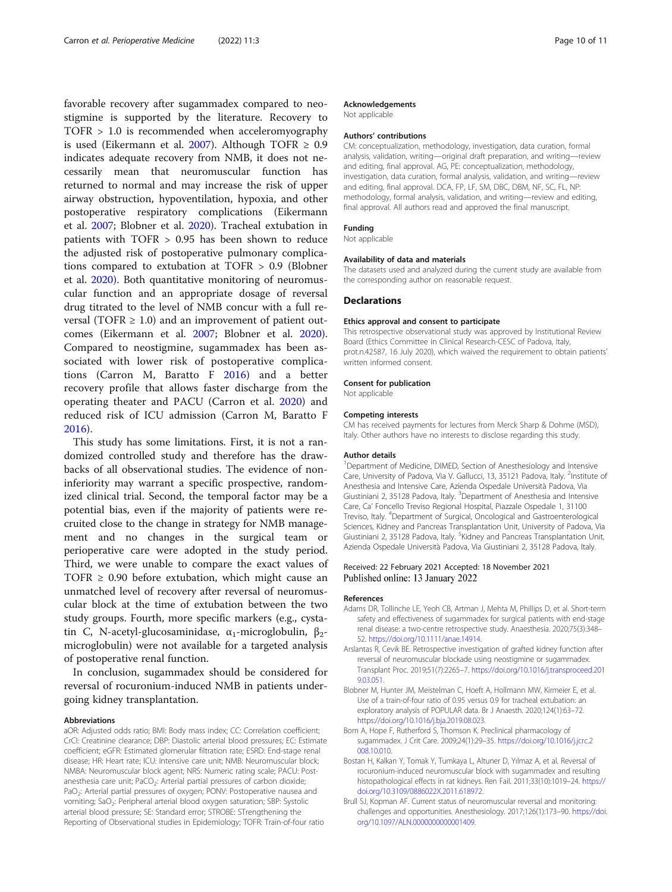favorable recovery after sugammadex compared to neostigmine is supported by the literature. Recovery to TOFR > 1.0 is recommended when acceleromyography is used (Eikermann et al. 2007). Although TOFR ≥ 0.9 indicates adequate recovery from NMB, it does not necessarily mean that neuromuscular function has returned to normal and may increase the risk of upper airway obstruction, hypoventilation, hypoxia, and other postoperative respiratory complications (Eikermann et al. 2007; Blobner et al. 2020). Tracheal extubation in patients with TOFR > 0.95 has been shown to reduce the adjusted risk of postoperative pulmonary complications compared to extubation at TOFR > 0.9 (Blobner et al. 2020). Both quantitative monitoring of neuromuscular function and an appropriate dosage of reversal drug titrated to the level of NMB concur with a full reversal (TOFR ≥ 1.0) and an improvement of patient outcomes (Eikermann et al. 2007; Blobner et al. 2020). Compared to neostigmine, sugammadex has been associated with lower risk of postoperative complications (Carron M, Baratto F 2016) and a better recovery profile that allows faster discharge from the operating theater and PACU (Carron et al. 2020) and reduced risk of ICU admission (Carron M, Baratto F 2016).

This study has some limitations. First, it is not a randomized controlled study and therefore has the drawbacks of all observational studies. The evidence of non-inferiority may warrant a specific prospective, randomized clinical trial. Second, the temporal factor may be a potential bias, even if the majority of patients were recruited close to the change in strategy for NMB management and no changes in the surgical team or perioperative care were adopted in the study period. Third, we were unable to compare the exact values of TOFR ≥ 0.90 before extubation, which might cause an unmatched level of recovery after reversal of neuromuscular block at the time of extubation between the two study groups. Fourth, more specific markers (e.g., cystatin C, N-acetyl-glucosaminidase, $\alpha_1$-microglobulin, $\beta_2$-microglobulin) were not available for a targeted analysis of postoperative renal function.

In conclusion, sugammadex should be considered for reversal of rocuronium-induced NMB in patients undergoing kidney transplantation.

### Abbreviations

aOR: Adjusted odds ratio; BMI: Body mass index; CC: Correlation coefficient; CrCl: Creatinine clearance; DBP: Diastolic arterial blood pressures; EC: Estimate coefficient; eGFR: Estimated glomerular filtration rate; ESRD: End-stage renal disease; HR: Heart rate; ICU: Intensive care unit; NMB: Neuromuscular block; NMBA: Neuromuscular block agent; NRS: Numeric rating scale; PACU: Post-anesthesia care unit; $PaCO_2$: Arterial partial pressures of carbon dioxide; $PaO_2$: Arterial partial pressures of oxygen; PONV: Postoperative nausea and vomiting; $SaO_2$: Peripheral arterial blood oxygen saturation; SBP: Systolic arterial blood pressure; SE: Standard error; STROBE: STrengthening the Reporting of Observational studies in Epidemiology; TOFR: Train-of-four ratio

### Acknowledgements

Not applicable

### Authors' contributions

CM: conceptualization, methodology, investigation, data curation, formal analysis, validation, writing—original draft preparation, and writing—review and editing, final approval. AG, PE: conceptualization, methodology, investigation, data curation, formal analysis, validation, and writing—review and editing, final approval. DCA, FP, LF, SM, DBC, DBM, NF, SC, FL, NP: methodology, formal analysis, validation, and writing—review and editing, final approval. All authors read and approved the final manuscript.

### Funding

Not applicable

### Availability of data and materials

The datasets used and analyzed during the current study are available from the corresponding author on reasonable request.

## Declarations

### Ethics approval and consent to participate

This retrospective observational study was approved by Institutional Review Board (Ethics Committee in Clinical Research-CESC of Padova, Italy, prot.n.42587, 16 July 2020), which waived the requirement to obtain patients' written informed consent.

### Consent for publication

Not applicable

### Competing interests

CM has received payments for lectures from Merck Sharp & Dohme (MSD), Italy. Other authors have no interests to disclose regarding this study.

### Author details

[1]Department of Medicine, DIMED, Section of Anesthesiology and Intensive Care, University of Padova, Via V. Gallucci, 13, 35121 Padova, Italy. [2]Institute of Anesthesia and Intensive Care, Azienda Ospedale Università Padova, Via Giustiniani 2, 35128 Padova, Italy. [3]Department of Anesthesia and Intensive Care, Ca' Foncello Treviso Regional Hospital, Piazzale Ospedale 1, 31100 Treviso, Italy. [4]Department of Surgical, Oncological and Gastroenterological Sciences, Kidney and Pancreas Transplantation Unit, University of Padova, Via Giustiniani 2, 35128 Padova, Italy. [5]Kidney and Pancreas Transplantation Unit, Azienda Ospedale Università Padova, Via Giustiniani 2, 35128 Padova, Italy.

Received: 22 February 2021 Accepted: 18 November 2021
Published online: 13 January 2022

### References

Adams DR, Tollinche LE, Yeoh CB, Artman J, Mehta M, Phillips D, et al. Short-term safety and effectiveness of sugammadex for surgical patients with end-stage renal disease: a two-centre retrospective study. Anaesthesia. 2020;75(3):348–52. https://doi.org/10.1111/anae.14914.

Arslantas R, Cevik BE. Retrospective investigation of grafted kidney function after reversal of neuromuscular blockade using neostigmine or sugammadex. Transplant Proc. 2019;51(7):2265–7. https://doi.org/10.1016/j.transproceed.2019.03.051.

Blobner M, Hunter JM, Meistelman C, Hoeft A, Hollmann MW, Kirmeier E, et al. Use of a train-of-four ratio of 0.95 versus 0.9 for tracheal extubation: an exploratory analysis of POPULAR data. Br J Anaesth. 2020;124(1):63–72. https://doi.org/10.1016/j.bja.2019.08.023.

Bom A, Hope F, Rutherford S, Thomson K. Preclinical pharmacology of sugammadex. J Crit Care. 2009;24(1):29–35. https://doi.org/10.1016/j.jcrc.2008.10.010.

Bostan H, Kalkan Y, Tomak Y, Tumkaya L, Altuner D, Yılmaz A, et al. Reversal of rocuronium-induced neuromuscular block with sugammadex and resulting histopathological effects in rat kidneys. Ren Fail. 2011;33(10):1019–24. https://doi.org/10.3109/0886022X.2011.618972.

Brull SJ, Kopman AF. Current status of neuromuscular reversal and monitoring: challenges and opportunities. Anesthesiology. 2017;126(1):173–90. https://doi.org/10.1097/ALN.0000000000001409.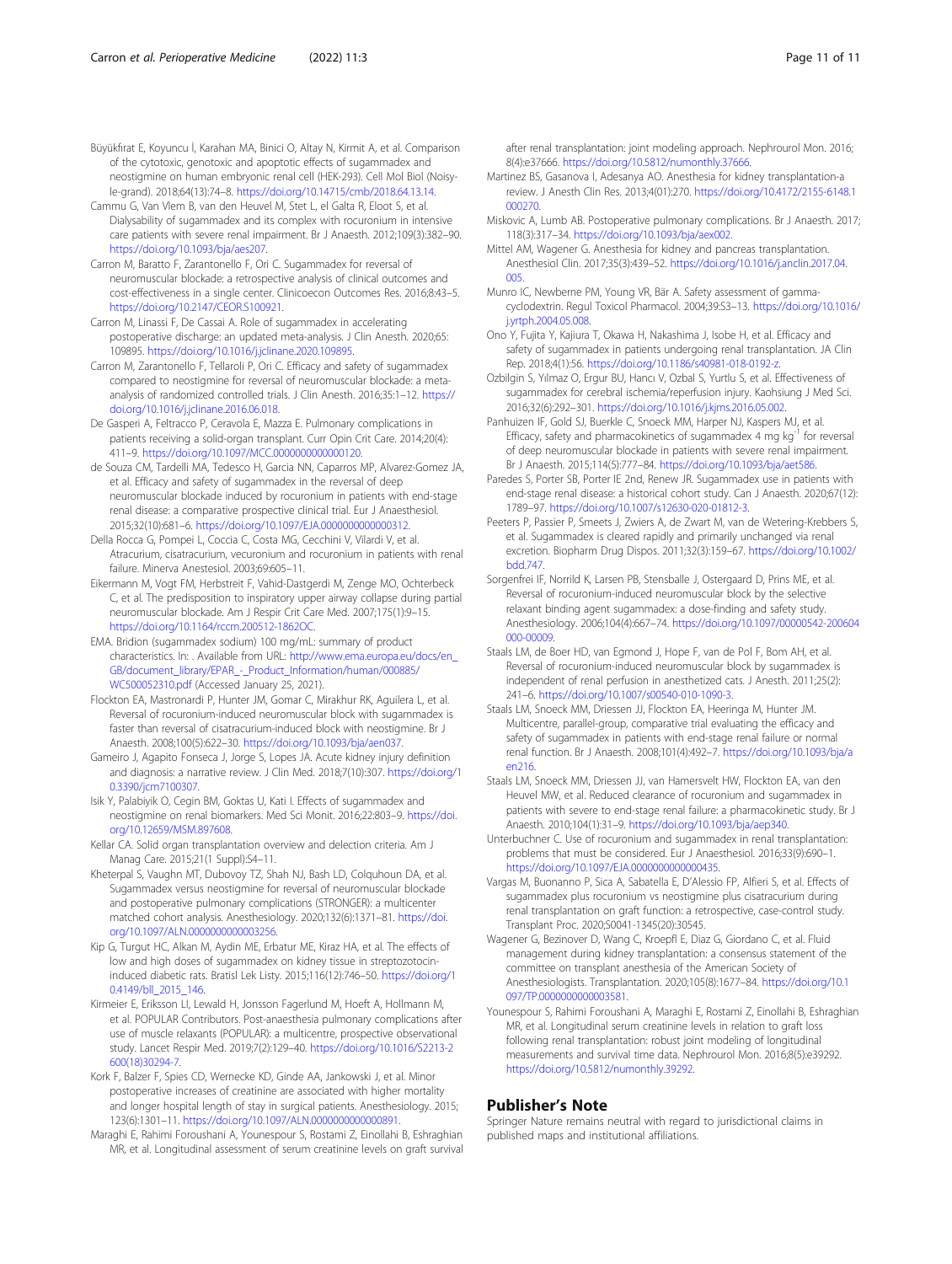Büyükfirat E, Koyuncu İ, Karahan MA, Binici O, Altay N, Kirmit A, et al. Comparison of the cytotoxic, genotoxic and apoptotic effects of sugammadex and neostigmine on human embryonic renal cell (HEK-293). Cell Mol Biol (Noisy-le-grand). 2018;64(13):74–8. https://doi.org/10.14715/cmb/2018.64.13.14.

Cammu G, Van Vlem B, van den Heuvel M, Stet L, el Galta R, Eloot S, et al. Dialysability of sugammadex and its complex with rocuronium in intensive care patients with severe renal impairment. Br J Anaesth. 2012;109(3):382–90. https://doi.org/10.1093/bja/aes207.

Carron M, Baratto F, Zarantonello F, Ori C. Sugammadex for reversal of neuromuscular blockade: a retrospective analysis of clinical outcomes and cost-effectiveness in a single center. Clinicoecon Outcomes Res. 2016;8:43–5. https://doi.org/10.2147/CEOR.S100921.

Carron M, Linassi F, De Cassai A. Role of sugammadex in accelerating postoperative discharge: an updated meta-analysis. J Clin Anesth. 2020;65:109895. https://doi.org/10.1016/j.jclinane.2020.109895.

Carron M, Zarantonello F, Tellaroli P, Ori C. Efficacy and safety of sugammadex compared to neostigmine for reversal of neuromuscular blockade: a meta-analysis of randomized controlled trials. J Clin Anesth. 2016;35:1–12. https://doi.org/10.1016/j.jclinane.2016.06.018.

De Gasperi A, Feltracco P, Ceravola E, Mazza E. Pulmonary complications in patients receiving a solid-organ transplant. Curr Opin Crit Care. 2014;20(4):411–9. https://doi.org/10.1097/MCC.0000000000000120.

de Souza CM, Tardelli MA, Tedesco H, Garcia NN, Caparros MP, Alvarez-Gomez JA, et al. Efficacy and safety of sugammadex in the reversal of deep neuromuscular blockade induced by rocuronium in patients with end-stage renal disease: a comparative prospective clinical trial. Eur J Anaesthesiol. 2015;32(10):681–6. https://doi.org/10.1097/EJA.0000000000000312.

Della Rocca G, Pompei L, Coccia C, Costa MG, Cecchini V, Vilardi V, et al. Atracurium, cisatracurium, vecuronium and rocuronium in patients with renal failure. Minerva Anestesiol. 2003;69:605–11.

Eikermann M, Vogt FM, Herbstreit F, Vahid-Dastgerdi M, Zenge MO, Ochterbeck C, et al. The predisposition to inspiratory upper airway collapse during partial neuromuscular blockade. Am J Respir Crit Care Med. 2007;175(1):9–15. https://doi.org/10.1164/rccm.200512-1862OC.

EMA. Bridion (sugammadex sodium) 100 mg/mL: summary of product characteristics. In: . Available from URL: http://www.ema.europa.eu/docs/en_GB/document_library/EPAR_-_Product_Information/human/000885/WC500052310.pdf (Accessed January 25, 2021).

Flockton EA, Mastronardi P, Hunter JM, Gomar C, Mirakhur RK, Aguilera L, et al. Reversal of rocuronium-induced neuromuscular block with sugammadex is faster than reversal of cisatracurium-induced block with neostigmine. Br J Anaesth. 2008;100(5):622–30. https://doi.org/10.1093/bja/aen037.

Gameiro J, Agapito Fonseca J, Jorge S, Lopes JA. Acute kidney injury definition and diagnosis: a narrative review. J Clin Med. 2018;7(10):307. https://doi.org/10.3390/jcm7100307.

Isik Y, Palabiyik O, Cegin BM, Goktas U, Kati I. Effects of sugammadex and neostigmine on renal biomarkers. Med Sci Monit. 2016;22:803–9. https://doi.org/10.12659/MSM.897608.

Kellar CA. Solid organ transplantation overview and delection criteria. Am J Manag Care. 2015;21(1 Suppl):S4–11.

Kheterpal S, Vaughn MT, Dubovoy TZ, Shah NJ, Bash LD, Colquhoun DA, et al. Sugammadex versus neostigmine for reversal of neuromuscular blockade and postoperative pulmonary complications (STRONGER): a multicenter matched cohort analysis. Anesthesiology. 2020;132(6):1371–81. https://doi.org/10.1097/ALN.0000000000003256.

Kip G, Turgut HC, Alkan M, Aydin ME, Erbatur ME, Kiraz HA, et al. The effects of low and high doses of sugammadex on kidney tissue in streptozotocin-induced diabetic rats. Bratisl Lek Listy. 2015;116(12):746–50. https://doi.org/10.4149/bll_2015_146.

Kirmeier E, Eriksson LI, Lewald H, Jonsson Fagerlund M, Hoeft A, Hollmann M, et al. POPULAR Contributors. Post-anaesthesia pulmonary complications after use of muscle relaxants (POPULAR): a multicentre, prospective observational study. Lancet Respir Med. 2019;7(2):129–40. https://doi.org/10.1016/S2213-2600(18)30294-7.

Kork F, Balzer F, Spies CD, Wernecke KD, Ginde AA, Jankowski J, et al. Minor postoperative increases of creatinine are associated with higher mortality and longer hospital length of stay in surgical patients. Anesthesiology. 2015;123(6):1301–11. https://doi.org/10.1097/ALN.0000000000000891.

Maraghi E, Rahimi Foroushani A, Younespour S, Rostami Z, Einollahi B, Eshraghian MR, et al. Longitudinal assessment of serum creatinine levels on graft survival after renal transplantation: joint modeling approach. Nephrourol Mon. 2016;8(4):e37666. https://doi.org/10.5812/numonthly.37666.

Martinez BS, Gasanova I, Adesanya AO. Anesthesia for kidney transplantation-a review. J Anesth Clin Res. 2013;4(01):270. https://doi.org/10.4172/2155-6148.1000270.

Miskovic A, Lumb AB. Postoperative pulmonary complications. Br J Anaesth. 2017;118(3):317–34. https://doi.org/10.1093/bja/aex002.

Mittel AM, Wagener G. Anesthesia for kidney and pancreas transplantation. Anesthesiol Clin. 2017;35(3):439–52. https://doi.org/10.1016/j.anclin.2017.04.005.

Munro IC, Newberne PM, Young VR, Bär A. Safety assessment of gamma-cyclodextrin. Regul Toxicol Pharmacol. 2004;39:S3–13. https://doi.org/10.1016/j.yrtph.2004.05.008.

Ono Y, Fujita Y, Kajiura T, Okawa H, Nakashima J, Isobe H, et al. Efficacy and safety of sugammadex in patients undergoing renal transplantation. JA Clin Rep. 2018;4(1):56. https://doi.org/10.1186/s40981-018-0192-z.

Ozbilgin S, Yılmaz O, Ergur BU, Hancı V, Ozbal S, Yurtlu S, et al. Effectiveness of sugammadex for cerebral ischemia/reperfusion injury. Kaohsiung J Med Sci. 2016;32(6):292–301. https://doi.org/10.1016/j.kjms.2016.05.002.

Panhuizen IF, Gold SJ, Buerkle C, Snoeck MM, Harper NJ, Kaspers MJ, et al. Efficacy, safety and pharmacokinetics of sugammadex 4 mg $kg^{-1}$ for reversal of deep neuromuscular blockade in patients with severe renal impairment. Br J Anaesth. 2015;114(5):777–84. https://doi.org/10.1093/bja/aet586.

Paredes S, Porter SB, Porter IE 2nd, Renew JR. Sugammadex use in patients with end-stage renal disease: a historical cohort study. Can J Anaesth. 2020;67(12):1789–97. https://doi.org/10.1007/s12630-020-01812-3.

Peeters P, Passier P, Smeets J, Zwiers A, de Zwart M, van de Wetering-Krebbers S, et al. Sugammadex is cleared rapidly and primarily unchanged via renal excretion. Biopharm Drug Dispos. 2011;32(3):159–67. https://doi.org/10.1002/bdd.747.

Sorgenfrei IF, Norrild K, Larsen PB, Stensballe J, Ostergaard D, Prins ME, et al. Reversal of rocuronium-induced neuromuscular block by the selective relaxant binding agent sugammadex: a dose-finding and safety study. Anesthesiology. 2006;104(4):667–74. https://doi.org/10.1097/00000542-200604000-00009.

Staals LM, de Boer HD, van Egmond J, Hope F, van de Pol F, Bom AH, et al. Reversal of rocuronium-induced neuromuscular block by sugammadex is independent of renal perfusion in anesthetized cats. J Anesth. 2011;25(2):241–6. https://doi.org/10.1007/s00540-010-1090-3.

Staals LM, Snoeck MM, Driessen JJ, Flockton EA, Heeringa M, Hunter JM. Multicentre, parallel-group, comparative trial evaluating the efficacy and safety of sugammadex in patients with end-stage renal failure or normal renal function. Br J Anaesth. 2008;101(4):492–7. https://doi.org/10.1093/bja/aen216.

Staals LM, Snoeck MM, Driessen JJ, van Hamersvelt HW, Flockton EA, van den Heuvel MW, et al. Reduced clearance of rocuronium and sugammadex in patients with severe to end-stage renal failure: a pharmacokinetic study. Br J Anaesth. 2010;104(1):31–9. https://doi.org/10.1093/bja/aep340.

Unterbuchner C. Use of rocuronium and sugammadex in renal transplantation: problems that must be considered. Eur J Anaesthesiol. 2016;33(9):690–1. https://doi.org/10.1097/EJA.0000000000000435.

Vargas M, Buonanno P, Sica A, Sabatella E, D'Alessio FP, Alfieri S, et al. Effects of sugammadex plus rocuronium vs neostigmine plus cisatracurium during renal transplantation on graft function: a retrospective, case-control study. Transplant Proc. 2020;S0041-1345(20):30545.

Wagener G, Bezinover D, Wang C, Kroepfl E, Diaz G, Giordano C, et al. Fluid management during kidney transplantation: a consensus statement of the committee on transplant anesthesia of the American Society of Anesthesiologists. Transplantation. 2020;105(8):1677–84. https://doi.org/10.1097/TP.0000000000003581.

Younespour S, Rahimi Foroushani A, Maraghi E, Rostami Z, Einollahi B, Eshraghian MR, et al. Longitudinal serum creatinine levels in relation to graft loss following renal transplantation: robust joint modeling of longitudinal measurements and survival time data. Nephrourol Mon. 2016;8(5):e39292. https://doi.org/10.5812/numonthly.39292.

## Publisher's Note

Springer Nature remains neutral with regard to jurisdictional claims in published maps and institutional affiliations.